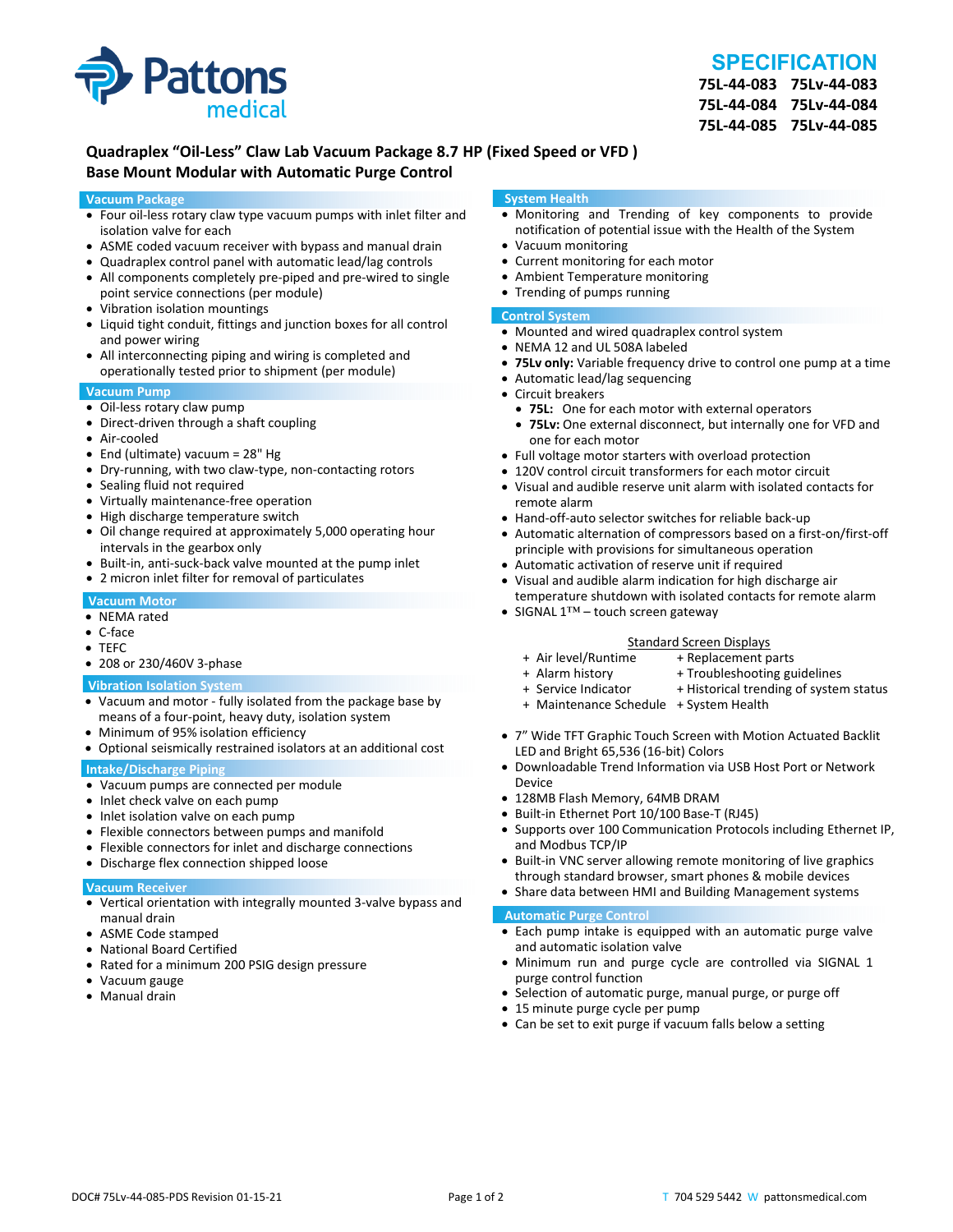# SPECIFICATION

**75L-44-083 75Lv-44-083**
**75L-44-084 75Lv-44-084**
**75L-44-085 75Lv-44-085**

## Quadraplex "Oil-Less" Claw Lab Vacuum Package 8.7 HP (Fixed Speed or VFD )
## Base Mount Modular with Automatic Purge Control

### Vacuum Package

- Four oil-less rotary claw type vacuum pumps with inlet filter and isolation valve for each
- ASME coded vacuum receiver with bypass and manual drain
- Quadraplex control panel with automatic lead/lag controls
- All components completely pre-piped and pre-wired to single point service connections (per module)
- Vibration isolation mountings
- Liquid tight conduit, fittings and junction boxes for all control and power wiring
- All interconnecting piping and wiring is completed and operationally tested prior to shipment (per module)

### Vacuum Pump

- Oil-less rotary claw pump
- Direct-driven through a shaft coupling
- Air-cooled
- End (ultimate) vacuum = 28" Hg
- Dry-running, with two claw-type, non-contacting rotors
- Sealing fluid not required
- Virtually maintenance-free operation
- High discharge temperature switch
- Oil change required at approximately 5,000 operating hour intervals in the gearbox only
- Built-in, anti-suck-back valve mounted at the pump inlet
- 2 micron inlet filter for removal of particulates

### Vacuum Motor

- NEMA rated
- C-face
- TEFC
- 208 or 230/460V 3-phase

### Vibration Isolation System

- Vacuum and motor - fully isolated from the package base by means of a four-point, heavy duty, isolation system
- Minimum of 95% isolation efficiency
- Optional seismically restrained isolators at an additional cost

### Intake/Discharge Piping

- Vacuum pumps are connected per module
- Inlet check valve on each pump
- Inlet isolation valve on each pump
- Flexible connectors between pumps and manifold
- Flexible connectors for inlet and discharge connections
- Discharge flex connection shipped loose

### Vacuum Receiver

- Vertical orientation with integrally mounted 3-valve bypass and manual drain
- ASME Code stamped
- National Board Certified
- Rated for a minimum 200 PSIG design pressure
- Vacuum gauge
- Manual drain

### System Health

- Monitoring and Trending of key components to provide notification of potential issue with the Health of the System
- Vacuum monitoring
- Current monitoring for each motor
- Ambient Temperature monitoring
- Trending of pumps running

### Control System

- Mounted and wired quadraplex control system
- NEMA 12 and UL 508A labeled
- **75Lv only:** Variable frequency drive to control one pump at a time
- Automatic lead/lag sequencing
- Circuit breakers
  - **75L:** One for each motor with external operators
  - **75Lv:** One external disconnect, but internally one for VFD and one for each motor
- Full voltage motor starters with overload protection
- 120V control circuit transformers for each motor circuit
- Visual and audible reserve unit alarm with isolated contacts for remote alarm
- Hand-off-auto selector switches for reliable back-up
- Automatic alternation of compressors based on a first-on/first-off principle with provisions for simultaneous operation
- Automatic activation of reserve unit if required
- Visual and audible alarm indication for high discharge air temperature shutdown with isolated contacts for remote alarm
- SIGNAL 1™ – touch screen gateway

Standard Screen Displays

- + Air level/Runtime
- + Alarm history
- + Service Indicator
- + Maintenance Schedule
- + Replacement parts
- + Troubleshooting guidelines
- + Historical trending of system status
- + System Health

- 7" Wide TFT Graphic Touch Screen with Motion Actuated Backlit LED and Bright 65,536 (16-bit) Colors
- Downloadable Trend Information via USB Host Port or Network Device
- 128MB Flash Memory, 64MB DRAM
- Built-in Ethernet Port 10/100 Base-T (RJ45)
- Supports over 100 Communication Protocols including Ethernet IP, and Modbus TCP/IP
- Built-in VNC server allowing remote monitoring of live graphics through standard browser, smart phones & mobile devices
- Share data between HMI and Building Management systems

### Automatic Purge Control

- Each pump intake is equipped with an automatic purge valve and automatic isolation valve
- Minimum run and purge cycle are controlled via SIGNAL 1 purge control function
- Selection of automatic purge, manual purge, or purge off
- 15 minute purge cycle per pump
- Can be set to exit purge if vacuum falls below a setting

DOC# 75Lv-44-085-PDS Revision 01-15-21

T 704 529 5442 W pattonsmedical.com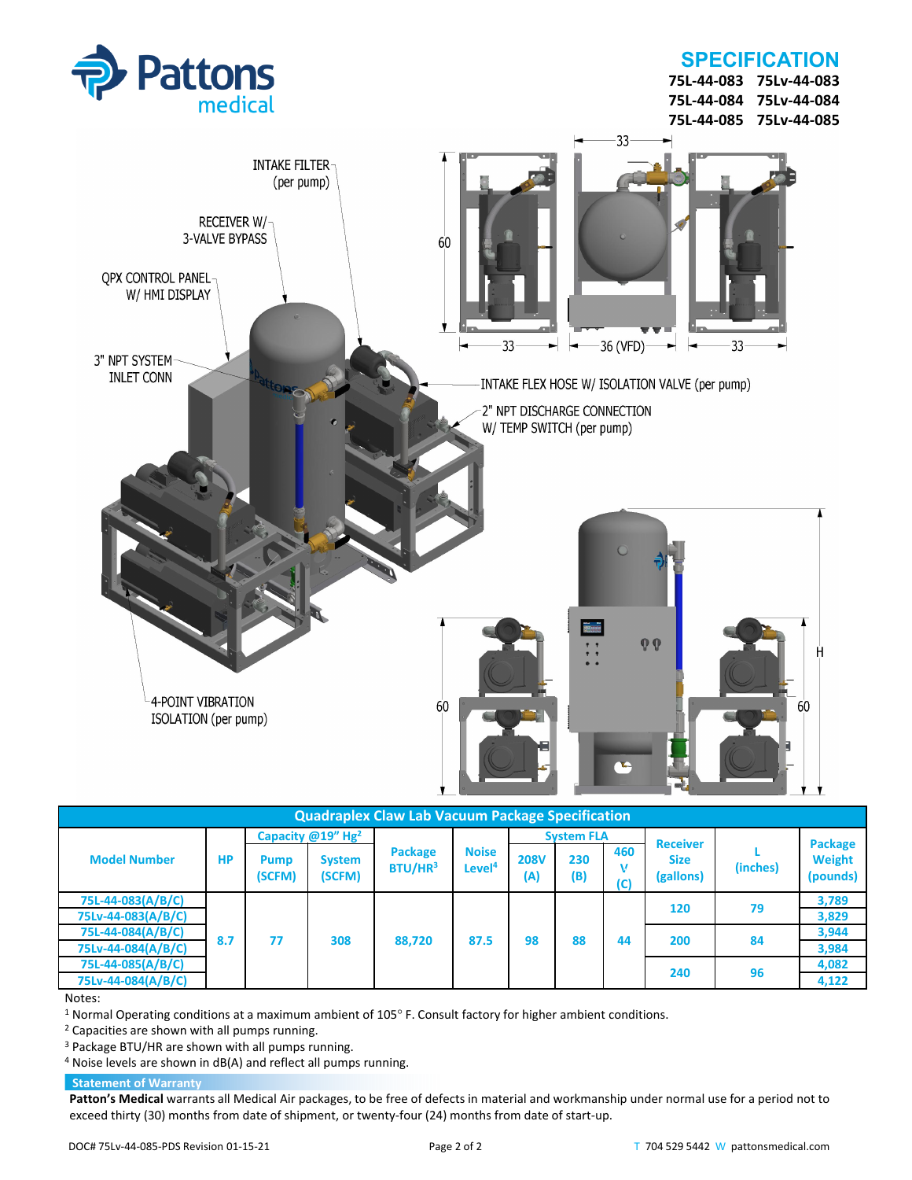# SPECIFICATION

**75L-44-083 75Lv-44-083**
**75L-44-084 75Lv-44-084**
**75L-44-085 75Lv-44-085**

INTAKE FILTER (per pump)

RECEIVER W/ 3-VALVE BYPASS

QPX CONTROL PANEL W/ HMI DISPLAY

3" NPT SYSTEM INLET CONN

INTAKE FLEX HOSE W/ ISOLATION VALVE (per pump)

2" NPT DISCHARGE CONNECTION W/ TEMP SWITCH (per pump)

4-POINT VIBRATION ISOLATION (per pump)

33

60

33

36 (VFD)

33

H

60

60

## Quadraplex Claw Lab Vacuum Package Specification

| Model Number | HP | Capacity @19" Hg[2] | | Package BTU/HR[3] | Noise Level[4] | System FLA | | | Receiver Size (gallons) | L (inches) | Package Weight (pounds) |
|---|---|---|---|---|---|---|---|---|---|---|---|
| | | Pump (SCFM) | System (SCFM) | | | 208V (A) | 230 (B) | 460 V (C) | | | |
| 75L-44-083(A/B/C) | 8.7 | 77 | 308 | 88,720 | 87.5 | 98 | 88 | 44 | 120 | 79 | 3,789 |
| 75Lv-44-083(A/B/C) | | | | | | | | | | | 3,829 |
| 75L-44-084(A/B/C) | | | | | | | | | 200 | 84 | 3,944 |
| 75Lv-44-084(A/B/C) | | | | | | | | | | | 3,984 |
| 75L-44-085(A/B/C) | | | | | | | | | 240 | 96 | 4,082 |
| 75Lv-44-084(A/B/C) | | | | | | | | | | | 4,122 |

Notes:

[1] Normal Operating conditions at a maximum ambient of 105° F. Consult factory for higher ambient conditions.
[2] Capacities are shown with all pumps running.
[3] Package BTU/HR are shown with all pumps running.
[4] Noise levels are shown in dB(A) and reflect all pumps running.

**Statement of Warranty**

**Patton's Medical** warrants all Medical Air packages, to be free of defects in material and workmanship under normal use for a period not to exceed thirty (30) months from date of shipment, or twenty-four (24) months from date of start-up.

DOC# 75Lv-44-085-PDS Revision 01-15-21

T 704 529 5442 W pattonsmedical.com